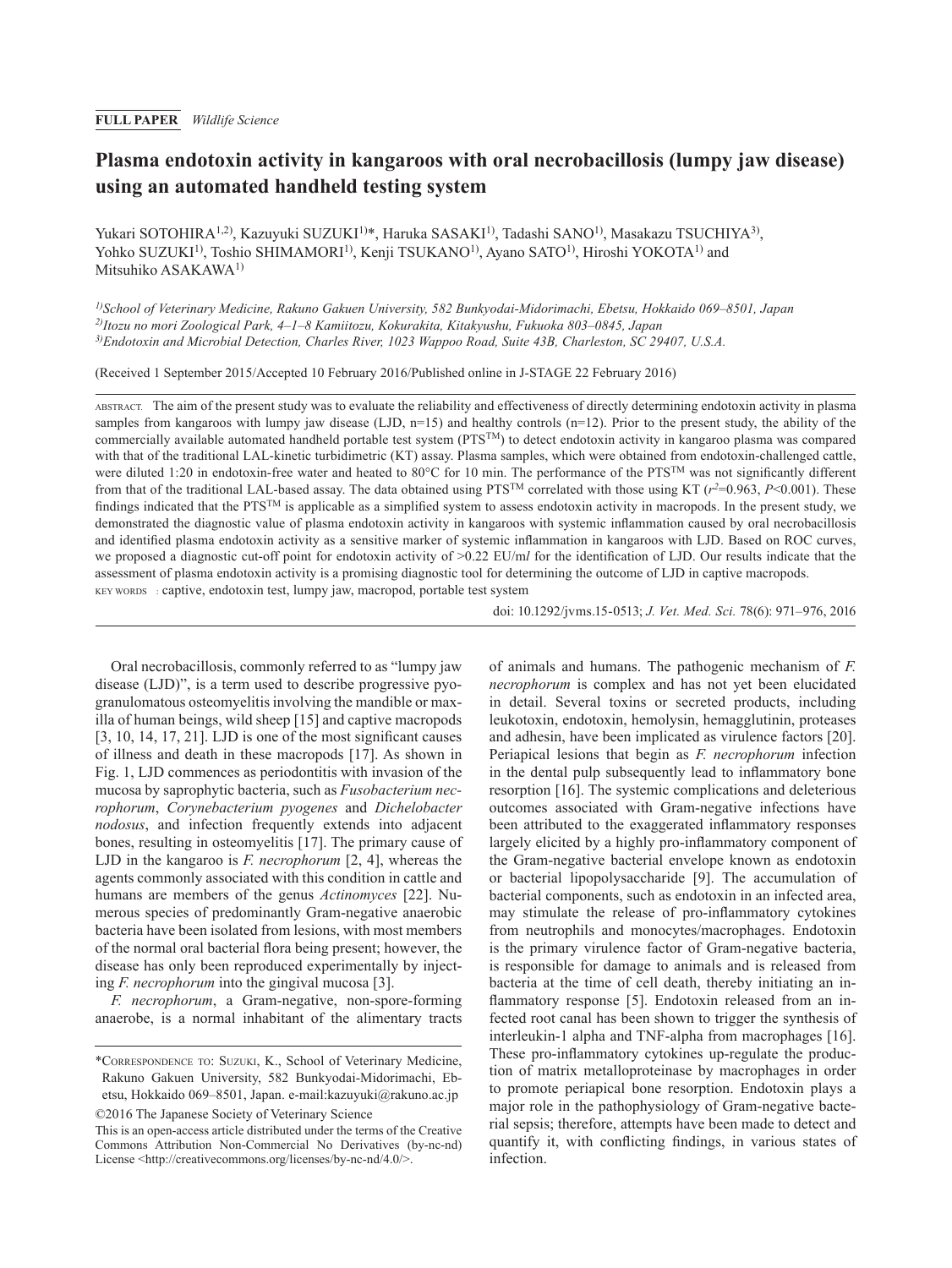**FULL PAPER** *Wildlife Science*

# Plasma endotoxin activity in kangaroos with oral necrobacillosis (lumpy jaw disease) using an automated handheld testing system

Yukari SOTOHIRA[1,2], Kazuyuki SUZUKI[1]*, Haruka SASAKI[1], Tadashi SANO[1], Masakazu TSUCHIYA[3], Yohko SUZUKI[1], Toshio SHIMAMORI[1], Kenji TSUKANO[1], Ayano SATO[1], Hiroshi YOKOTA[1] and Mitsuhiko ASAKAWA[1]

[1] *School of Veterinary Medicine, Rakuno Gakuen University, 582 Bunkyodai-Midorimachi, Ebetsu, Hokkaido 069–8501, Japan*
[2] *Itozu no mori Zoological Park, 4–1–8 Kamiitozu, Kokurakita, Kitakyushu, Fukuoka 803–0845, Japan*
[3] *Endotoxin and Microbial Detection, Charles River, 1023 Wappoo Road, Suite 43B, Charleston, SC 29407, U.S.A.*

(Received 1 September 2015/Accepted 10 February 2016/Published online in J-STAGE 22 February 2016)

ABSTRACT. The aim of the present study was to evaluate the reliability and effectiveness of directly determining endotoxin activity in plasma samples from kangaroos with lumpy jaw disease (LJD, n=15) and healthy controls (n=12). Prior to the present study, the ability of the commercially available automated handheld portable test system (PTS™) to detect endotoxin activity in kangaroo plasma was compared with that of the traditional LAL-kinetic turbidimetric (KT) assay. Plasma samples, which were obtained from endotoxin-challenged cattle, were diluted 1:20 in endotoxin-free water and heated to 80°C for 10 min. The performance of the PTS™ was not significantly different from that of the traditional LAL-based assay. The data obtained using PTS™ correlated with those using KT ($r^2$=0.963, $P$<0.001). These findings indicated that the PTS™ is applicable as a simplified system to assess endotoxin activity in macropods. In the present study, we demonstrated the diagnostic value of plasma endotoxin activity in kangaroos with systemic inflammation caused by oral necrobacillosis and identified plasma endotoxin activity as a sensitive marker of systemic inflammation in kangaroos with LJD. Based on ROC curves, we proposed a diagnostic cut-off point for endotoxin activity of >0.22 EU/m*l* for the identification of LJD. Our results indicate that the assessment of plasma endotoxin activity is a promising diagnostic tool for determining the outcome of LJD in captive macropods.

KEY WORDS: captive, endotoxin test, lumpy jaw, macropod, portable test system

doi: 10.1292/jvms.15-0513; *J. Vet. Med. Sci.* 78(6): 971–976, 2016

Oral necrobacillosis, commonly referred to as "lumpy jaw disease (LJD)", is a term used to describe progressive pyogranulomatous osteomyelitis involving the mandible or maxilla of human beings, wild sheep [15] and captive macropods [3, 10, 14, 17, 21]. LJD is one of the most significant causes of illness and death in these macropods [17]. As shown in Fig. 1, LJD commences as periodontitis with invasion of the mucosa by saprophytic bacteria, such as *Fusobacterium necrophorum*, *Corynebacterium pyogenes* and *Dichelobacter nodosus*, and infection frequently extends into adjacent bones, resulting in osteomyelitis [17]. The primary cause of LJD in the kangaroo is *F. necrophorum* [2, 4], whereas the agents commonly associated with this condition in cattle and humans are members of the genus *Actinomyces* [22]. Numerous species of predominantly Gram-negative anaerobic bacteria have been isolated from lesions, with most members of the normal oral bacterial flora being present; however, the disease has only been reproduced experimentally by injecting *F. necrophorum* into the gingival mucosa [3].

*F. necrophorum*, a Gram-negative, non-spore-forming anaerobe, is a normal inhabitant of the alimentary tracts of animals and humans. The pathogenic mechanism of *F. necrophorum* is complex and has not yet been elucidated in detail. Several toxins or secreted products, including leukotoxin, endotoxin, hemolysin, hemagglutinin, proteases and adhesin, have been implicated as virulence factors [20]. Periapical lesions that begin as *F. necrophorum* infection in the dental pulp subsequently lead to inflammatory bone resorption [16]. The systemic complications and deleterious outcomes associated with Gram-negative infections have been attributed to the exaggerated inflammatory responses largely elicited by a highly pro-inflammatory component of the Gram-negative bacterial envelope known as endotoxin or bacterial lipopolysaccharide [9]. The accumulation of bacterial components, such as endotoxin in an infected area, may stimulate the release of pro-inflammatory cytokines from neutrophils and monocytes/macrophages. Endotoxin is the primary virulence factor of Gram-negative bacteria, is responsible for damage to animals and is released from bacteria at the time of cell death, thereby initiating an inflammatory response [5]. Endotoxin released from an infected root canal has been shown to trigger the synthesis of interleukin-1 alpha and TNF-alpha from macrophages [16]. These pro-inflammatory cytokines up-regulate the production of matrix metalloproteinase by macrophages in order to promote periapical bone resorption. Endotoxin plays a major role in the pathophysiology of Gram-negative bacterial sepsis; therefore, attempts have been made to detect and quantify it, with conflicting findings, in various states of infection.

*Correspondence to: Suzuki, K., School of Veterinary Medicine, Rakuno Gakuen University, 582 Bunkyodai-Midorimachi, Ebetsu, Hokkaido 069–8501, Japan. e-mail:kazuyuki@rakuno.ac.jp

©2016 The Japanese Society of Veterinary Science

This is an open-access article distributed under the terms of the Creative Commons Attribution Non-Commercial No Derivatives (by-nc-nd) License <http://creativecommons.org/licenses/by-nc-nd/4.0/>.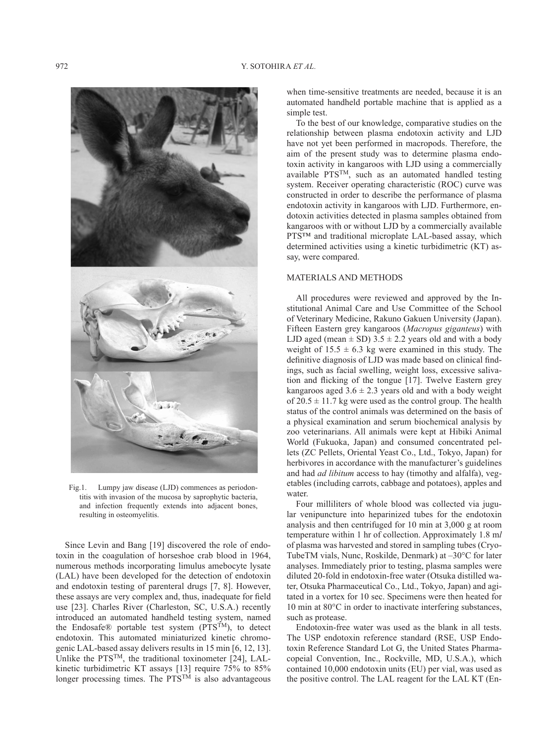Fig.1. Lumpy jaw disease (LJD) commences as periodontitis with invasion of the mucosa by saprophytic bacteria, and infection frequently extends into adjacent bones, resulting in osteomyelitis.

Since Levin and Bang [19] discovered the role of endotoxin in the coagulation of horseshoe crab blood in 1964, numerous methods incorporating limulus amebocyte lysate (LAL) have been developed for the detection of endotoxin and endotoxin testing of parenteral drugs [7, 8]. However, these assays are very complex and, thus, inadequate for field use [23]. Charles River (Charleston, SC, U.S.A.) recently introduced an automated handheld testing system, named the Endosafe® portable test system (PTS™), to detect endotoxin. This automated miniaturized kinetic chromogenic LAL-based assay delivers results in 15 min [6, 12, 13]. Unlike the PTS™, the traditional toxinometer [24], LAL-kinetic turbidimetric KT assays [13] require 75% to 85% longer processing times. The PTS™ is also advantageous when time-sensitive treatments are needed, because it is an automated handheld portable machine that is applied as a simple test.

To the best of our knowledge, comparative studies on the relationship between plasma endotoxin activity and LJD have not yet been performed in macropods. Therefore, the aim of the present study was to determine plasma endotoxin activity in kangaroos with LJD using a commercially available PTS™, such as an automated handled testing system. Receiver operating characteristic (ROC) curve was constructed in order to describe the performance of plasma endotoxin activity in kangaroos with LJD. Furthermore, endotoxin activities detected in plasma samples obtained from kangaroos with or without LJD by a commercially available PTS™ and traditional microplate LAL-based assay, which determined activities using a kinetic turbidimetric (KT) assay, were compared.

## MATERIALS AND METHODS

All procedures were reviewed and approved by the Institutional Animal Care and Use Committee of the School of Veterinary Medicine, Rakuno Gakuen University (Japan). Fifteen Eastern grey kangaroos (*Macropus giganteus*) with LJD aged (mean ± SD) 3.5 ± 2.2 years old and with a body weight of 15.5 ± 6.3 kg were examined in this study. The definitive diagnosis of LJD was made based on clinical findings, such as facial swelling, weight loss, excessive salivation and flicking of the tongue [17]. Twelve Eastern grey kangaroos aged 3.6 ± 2.3 years old and with a body weight of 20.5 ± 11.7 kg were used as the control group. The health status of the control animals was determined on the basis of a physical examination and serum biochemical analysis by zoo veterinarians. All animals were kept at Hibiki Animal World (Fukuoka, Japan) and consumed concentrated pellets (ZC Pellets, Oriental Yeast Co., Ltd., Tokyo, Japan) for herbivores in accordance with the manufacturer's guidelines and had *ad libitum* access to hay (timothy and alfalfa), vegetables (including carrots, cabbage and potatoes), apples and water.

Four milliliters of whole blood was collected via jugular venipuncture into heparinized tubes for the endotoxin analysis and then centrifuged for 10 min at 3,000 g at room temperature within 1 hr of collection. Approximately 1.8 m*l* of plasma was harvested and stored in sampling tubes (CryoTubeTM vials, Nunc, Roskilde, Denmark) at –30°C for later analyses. Immediately prior to testing, plasma samples were diluted 20-fold in endotoxin-free water (Otsuka distilled water, Otsuka Pharmaceutical Co., Ltd., Tokyo, Japan) and agitated in a vortex for 10 sec. Specimens were then heated for 10 min at 80°C in order to inactivate interfering substances, such as protease.

Endotoxin-free water was used as the blank in all tests. The USP endotoxin reference standard (RSE, USP Endotoxin Reference Standard Lot G, the United States Pharmacopeial Convention, Inc., Rockville, MD, U.S.A.), which contained 10,000 endotoxin units (EU) per vial, was used as the positive control. The LAL reagent for the LAL KT (En-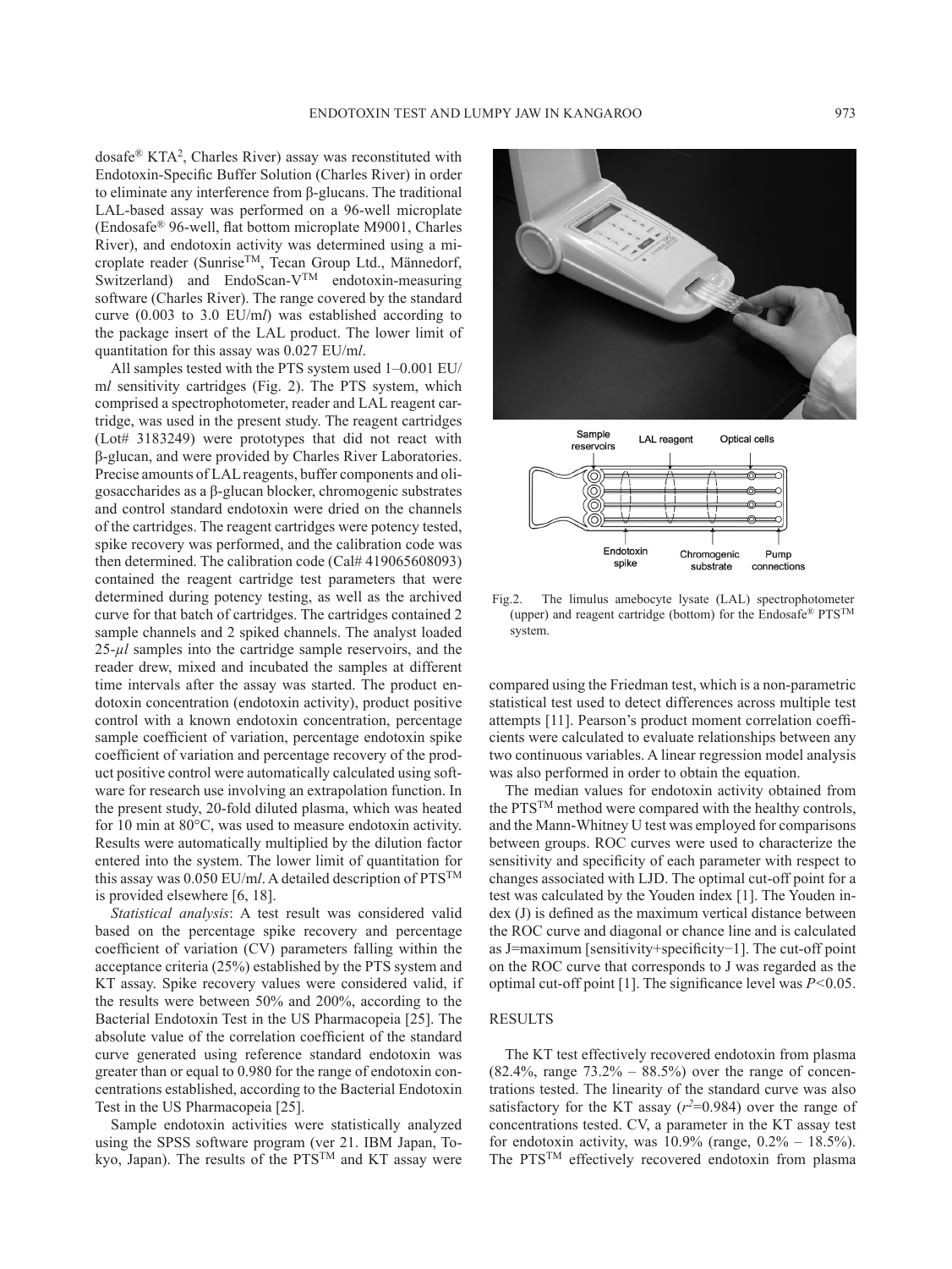dosafe® KTA[2], Charles River) assay was reconstituted with Endotoxin-Specific Buffer Solution (Charles River) in order to eliminate any interference from β-glucans. The traditional LAL-based assay was performed on a 96-well microplate (Endosafe® 96-well, flat bottom microplate M9001, Charles River), and endotoxin activity was determined using a microplate reader (Sunrise™, Tecan Group Ltd., Männedorf, Switzerland) and EndoScan-V™ endotoxin-measuring software (Charles River). The range covered by the standard curve (0.003 to 3.0 EU/m*l*) was established according to the package insert of the LAL product. The lower limit of quantitation for this assay was 0.027 EU/m*l*.

All samples tested with the PTS system used 1–0.001 EU/m*l* sensitivity cartridges (Fig. 2). The PTS system, which comprised a spectrophotometer, reader and LAL reagent cartridge, was used in the present study. The reagent cartridges (Lot# 3183249) were prototypes that did not react with β-glucan, and were provided by Charles River Laboratories. Precise amounts of LAL reagents, buffer components and oligosaccharides as a β-glucan blocker, chromogenic substrates and control standard endotoxin were dried on the channels of the cartridges. The reagent cartridges were potency tested, spike recovery was performed, and the calibration code was then determined. The calibration code (Cal# 419065608093) contained the reagent cartridge test parameters that were determined during potency testing, as well as the archived curve for that batch of cartridges. The cartridges contained 2 sample channels and 2 spiked channels. The analyst loaded 25-$\mu l$ samples into the cartridge sample reservoirs, and the reader drew, mixed and incubated the samples at different time intervals after the assay was started. The product endotoxin concentration (endotoxin activity), product positive control with a known endotoxin concentration, percentage sample coefficient of variation, percentage endotoxin spike coefficient of variation and percentage recovery of the product positive control were automatically calculated using software for research use involving an extrapolation function. In the present study, 20-fold diluted plasma, which was heated for 10 min at 80°C, was used to measure endotoxin activity. Results were automatically multiplied by the dilution factor entered into the system. The lower limit of quantitation for this assay was 0.050 EU/m*l*. A detailed description of PTS™ is provided elsewhere [6, 18].

*Statistical analysis*: A test result was considered valid based on the percentage spike recovery and percentage coefficient of variation (CV) parameters falling within the acceptance criteria (25%) established by the PTS system and KT assay. Spike recovery values were considered valid, if the results were between 50% and 200%, according to the Bacterial Endotoxin Test in the US Pharmacopeia [25]. The absolute value of the correlation coefficient of the standard curve generated using reference standard endotoxin was greater than or equal to 0.980 for the range of endotoxin concentrations established, according to the Bacterial Endotoxin Test in the US Pharmacopeia [25].

Sample endotoxin activities were statistically analyzed using the SPSS software program (ver 21. IBM Japan, Tokyo, Japan). The results of the PTS™ and KT assay were compared using the Friedman test, which is a non-parametric statistical test used to detect differences across multiple test attempts [11]. Pearson's product moment correlation coefficients were calculated to evaluate relationships between any two continuous variables. A linear regression model analysis was also performed in order to obtain the equation.

The median values for endotoxin activity obtained from the PTS™ method were compared with the healthy controls, and the Mann-Whitney U test was employed for comparisons between groups. ROC curves were used to characterize the sensitivity and specificity of each parameter with respect to changes associated with LJD. The optimal cut-off point for a test was calculated by the Youden index [1]. The Youden index (J) is defined as the maximum vertical distance between the ROC curve and diagonal or chance line and is calculated as J=maximum [sensitivity+specificity−1]. The cut-off point on the ROC curve that corresponds to J was regarded as the optimal cut-off point [1]. The significance level was $P<0.05$.

Sample reservoirs | LAL reagent | Optical cells | Endotoxin spike | Chromogenic substrate | Pump connections

Fig.2. The limulus amebocyte lysate (LAL) spectrophotometer (upper) and reagent cartridge (bottom) for the Endosafe® PTS™ system.

## RESULTS

The KT test effectively recovered endotoxin from plasma (82.4%, range 73.2% – 88.5%) over the range of concentrations tested. The linearity of the standard curve was also satisfactory for the KT assay ($r^2$=0.984) over the range of concentrations tested. CV, a parameter in the KT assay test for endotoxin activity, was 10.9% (range, 0.2% – 18.5%). The PTS™ effectively recovered endotoxin from plasma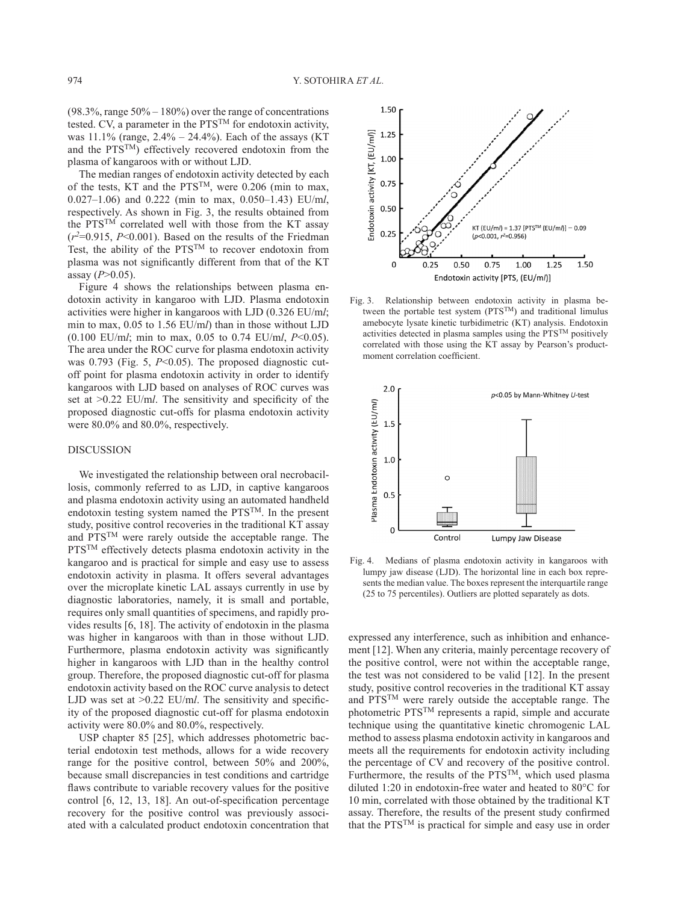(98.3%, range 50% – 180%) over the range of concentrations tested. CV, a parameter in the PTS™ for endotoxin activity, was 11.1% (range, 2.4% – 24.4%). Each of the assays (KT and the PTS™) effectively recovered endotoxin from the plasma of kangaroos with or without LJD.

The median ranges of endotoxin activity detected by each of the tests, KT and the PTS™, were 0.206 (min to max, 0.027–1.06) and 0.222 (min to max, 0.050–1.43) EU/m*l*, respectively. As shown in Fig. 3, the results obtained from the PTS™ correlated well with those from the KT assay ($r^2$=0.915, $P$<0.001). Based on the results of the Friedman Test, the ability of the PTS™ to recover endotoxin from plasma was not significantly different from that of the KT assay ($P$>0.05).

Figure 4 shows the relationships between plasma endotoxin activity in kangaroo with LJD. Plasma endotoxin activities were higher in kangaroos with LJD (0.326 EU/m*l*; min to max, 0.05 to 1.56 EU/m*l*) than in those without LJD (0.100 EU/m*l*; min to max, 0.05 to 0.74 EU/m*l*, $P$<0.05). The area under the ROC curve for plasma endotoxin activity was 0.793 (Fig. 5, $P$<0.05). The proposed diagnostic cut-off point for plasma endotoxin activity in order to identify kangaroos with LJD based on analyses of ROC curves was set at >0.22 EU/m*l*. The sensitivity and specificity of the proposed diagnostic cut-offs for plasma endotoxin activity were 80.0% and 80.0%, respectively.

## DISCUSSION

We investigated the relationship between oral necrobacillosis, commonly referred to as LJD, in captive kangaroos and plasma endotoxin activity using an automated handheld endotoxin testing system named the PTS™. In the present study, positive control recoveries in the traditional KT assay and PTS™ were rarely outside the acceptable range. The PTS™ effectively detects plasma endotoxin activity in the kangaroo and is practical for simple and easy use to assess endotoxin activity in plasma. It offers several advantages over the microplate kinetic LAL assays currently in use by diagnostic laboratories, namely, it is small and portable, requires only small quantities of specimens, and rapidly provides results [6, 18]. The activity of endotoxin in the plasma was higher in kangaroos with than in those without LJD. Furthermore, plasma endotoxin activity was significantly higher in kangaroos with LJD than in the healthy control group. Therefore, the proposed diagnostic cut-off for plasma endotoxin activity based on the ROC curve analysis to detect LJD was set at >0.22 EU/m*l*. The sensitivity and specificity of the proposed diagnostic cut-off for plasma endotoxin activity were 80.0% and 80.0%, respectively.

USP chapter 85 [25], which addresses photometric bacterial endotoxin test methods, allows for a wide recovery range for the positive control, between 50% and 200%, because small discrepancies in test conditions and cartridge flaws contribute to variable recovery values for the positive control [6, 12, 13, 18]. An out-of-specification percentage recovery for the positive control was previously associated with a calculated product endotoxin concentration that expressed any interference, such as inhibition and enhancement [12]. When any criteria, mainly percentage recovery of the positive control, were not within the acceptable range, the test was not considered to be valid [12]. In the present study, positive control recoveries in the traditional KT assay and PTS™ were rarely outside the acceptable range. The photometric PTS™ represents a rapid, simple and accurate technique using the quantitative kinetic chromogenic LAL method to assess plasma endotoxin activity in kangaroos and meets all the requirements for endotoxin activity including the percentage of CV and recovery of the positive control. Furthermore, the results of the PTS™, which used plasma diluted 1:20 in endotoxin-free water and heated to 80°C for 10 min, correlated with those obtained by the traditional KT assay. Therefore, the results of the present study confirmed that the PTS™ is practical for simple and easy use in order

Fig. 3. Relationship between endotoxin activity in plasma between the portable test system (PTS™) and traditional limulus amebocyte lysate kinetic turbidimetric (KT) analysis. Endotoxin activities detected in plasma samples using the PTS™ positively correlated with those using the KT assay by Pearson's product-moment correlation coefficient.

Fig. 4. Medians of plasma endotoxin activity in kangaroos with lumpy jaw disease (LJD). The horizontal line in each box represents the median value. The boxes represent the interquartile range (25 to 75 percentiles). Outliers are plotted separately as dots.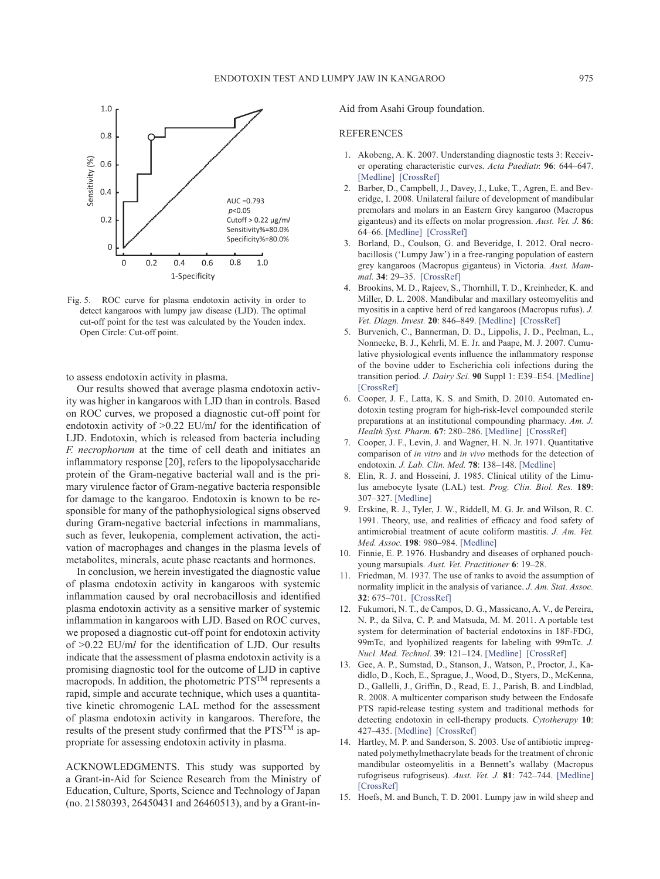Fig. 5. ROC curve for plasma endotoxin activity in order to detect kangaroos with lumpy jaw disease (LJD). The optimal cut-off point for the test was calculated by the Youden index. Open Circle: Cut-off point.

to assess endotoxin activity in plasma.

Our results showed that average plasma endotoxin activity was higher in kangaroos with LJD than in controls. Based on ROC curves, we proposed a diagnostic cut-off point for endotoxin activity of >0.22 EU/m*l* for the identification of LJD. Endotoxin, which is released from bacteria including *F. necrophorum* at the time of cell death and initiates an inflammatory response [20], refers to the lipopolysaccharide protein of the Gram-negative bacterial wall and is the primary virulence factor of Gram-negative bacteria responsible for damage to the kangaroo. Endotoxin is known to be responsible for many of the pathophysiological signs observed during Gram-negative bacterial infections in mammalians, such as fever, leukopenia, complement activation, the activation of macrophages and changes in the plasma levels of metabolites, minerals, acute phase reactants and hormones.

In conclusion, we herein investigated the diagnostic value of plasma endotoxin activity in kangaroos with systemic inflammation caused by oral necrobacillosis and identified plasma endotoxin activity as a sensitive marker of systemic inflammation in kangaroos with LJD. Based on ROC curves, we proposed a diagnostic cut-off point for endotoxin activity of >0.22 EU/m*l* for the identification of LJD. Our results indicate that the assessment of plasma endotoxin activity is a promising diagnostic tool for the outcome of LJD in captive macropods. In addition, the photometric PTS™ represents a rapid, simple and accurate technique, which uses a quantitative kinetic chromogenic LAL method for the assessment of plasma endotoxin activity in kangaroos. Therefore, the results of the present study confirmed that the PTS™ is appropriate for assessing endotoxin activity in plasma.

ACKNOWLEDGMENTS. This study was supported by a Grant-in-Aid for Science Research from the Ministry of Education, Culture, Sports, Science and Technology of Japan (no. 21580393, 26450431 and 26460513), and by a Grant-in-Aid from Asahi Group foundation.

## REFERENCES

1. Akobeng, A. K. 2007. Understanding diagnostic tests 3: Receiver operating characteristic curves. *Acta Paediatr.* **96**: 644–647. [Medline] [CrossRef]
2. Barber, D., Campbell, J., Davey, J., Luke, T., Agren, E. and Beveridge, I. 2008. Unilateral failure of development of mandibular premolars and molars in an Eastern Grey kangaroo (Macropus giganteus) and its effects on molar progression. *Aust. Vet. J.* **86**: 64–66. [Medline] [CrossRef]
3. Borland, D., Coulson, G. and Beveridge, I. 2012. Oral necrobacillosis ('Lumpy Jaw') in a free-ranging population of eastern grey kangaroos (Macropus giganteus) in Victoria. *Aust. Mammal.* **34**: 29–35. [CrossRef]
4. Brookins, M. D., Rajeev, S., Thornhill, T. D., Kreinheder, K. and Miller, D. L. 2008. Mandibular and maxillary osteomyelitis and myositis in a captive herd of red kangaroos (Macropus rufus). *J. Vet. Diagn. Invest.* **20**: 846–849. [Medline] [CrossRef]
5. Burvenich, C., Bannerman, D. D., Lippolis, J. D., Peelman, L., Nonnecke, B. J., Kehrli, M. E. Jr. and Paape, M. J. 2007. Cumulative physiological events influence the inflammatory response of the bovine udder to Escherichia coli infections during the transition period. *J. Dairy Sci.* **90** Suppl 1: E39–E54. [Medline] [CrossRef]
6. Cooper, J. F., Latta, K. S. and Smith, D. 2010. Automated endotoxin testing program for high-risk-level compounded sterile preparations at an institutional compounding pharmacy. *Am. J. Health Syst. Pharm.* **67**: 280–286. [Medline] [CrossRef]
7. Cooper, J. F., Levin, J. and Wagner, H. N. Jr. 1971. Quantitative comparison of *in vitro* and *in vivo* methods for the detection of endotoxin. *J. Lab. Clin. Med.* **78**: 138–148. [Medline]
8. Elin, R. J. and Hosseini, J. 1985. Clinical utility of the Limulus amebocyte lysate (LAL) test. *Prog. Clin. Biol. Res.* **189**: 307–327. [Medline]
9. Erskine, R. J., Tyler, J. W., Riddell, M. G. Jr. and Wilson, R. C. 1991. Theory, use, and realities of efficacy and food safety of antimicrobial treatment of acute coliform mastitis. *J. Am. Vet. Med. Assoc.* **198**: 980–984. [Medline]
10. Finnie, E. P. 1976. Husbandry and diseases of orphaned pouch-young marsupials. *Aust. Vet. Practitioner* **6**: 19–28.
11. Friedman, M. 1937. The use of ranks to avoid the assumption of normality implicit in the analysis of variance. *J. Am. Stat. Assoc.* **32**: 675–701. [CrossRef]
12. Fukumori, N. T., de Campos, D. G., Massicano, A. V., de Pereira, N. P., da Silva, C. P. and Matsuda, M. M. 2011. A portable test system for determination of bacterial endotoxins in 18F-FDG, 99mTc, and lyophilized reagents for labeling with 99mTc. *J. Nucl. Med. Technol.* **39**: 121–124. [Medline] [CrossRef]
13. Gee, A. P., Sumstad, D., Stanson, J., Watson, P., Proctor, J., Kadidlo, D., Koch, E., Sprague, J., Wood, D., Styers, D., McKenna, D., Gallelli, J., Griffin, D., Read, E. J., Parish, B. and Lindblad, R. 2008. A multicenter comparison study between the Endosafe PTS rapid-release testing system and traditional methods for detecting endotoxin in cell-therapy products. *Cytotherapy* **10**: 427–435. [Medline] [CrossRef]
14. Hartley, M. P. and Sanderson, S. 2003. Use of antibiotic impregnated polymethylmethacrylate beads for the treatment of chronic mandibular osteomyelitis in a Bennett's wallaby (Macropus rufogriseus rufogriseus). *Aust. Vet. J.* **81**: 742–744. [Medline] [CrossRef]
15. Hoefs, M. and Bunch, T. D. 2001. Lumpy jaw in wild sheep and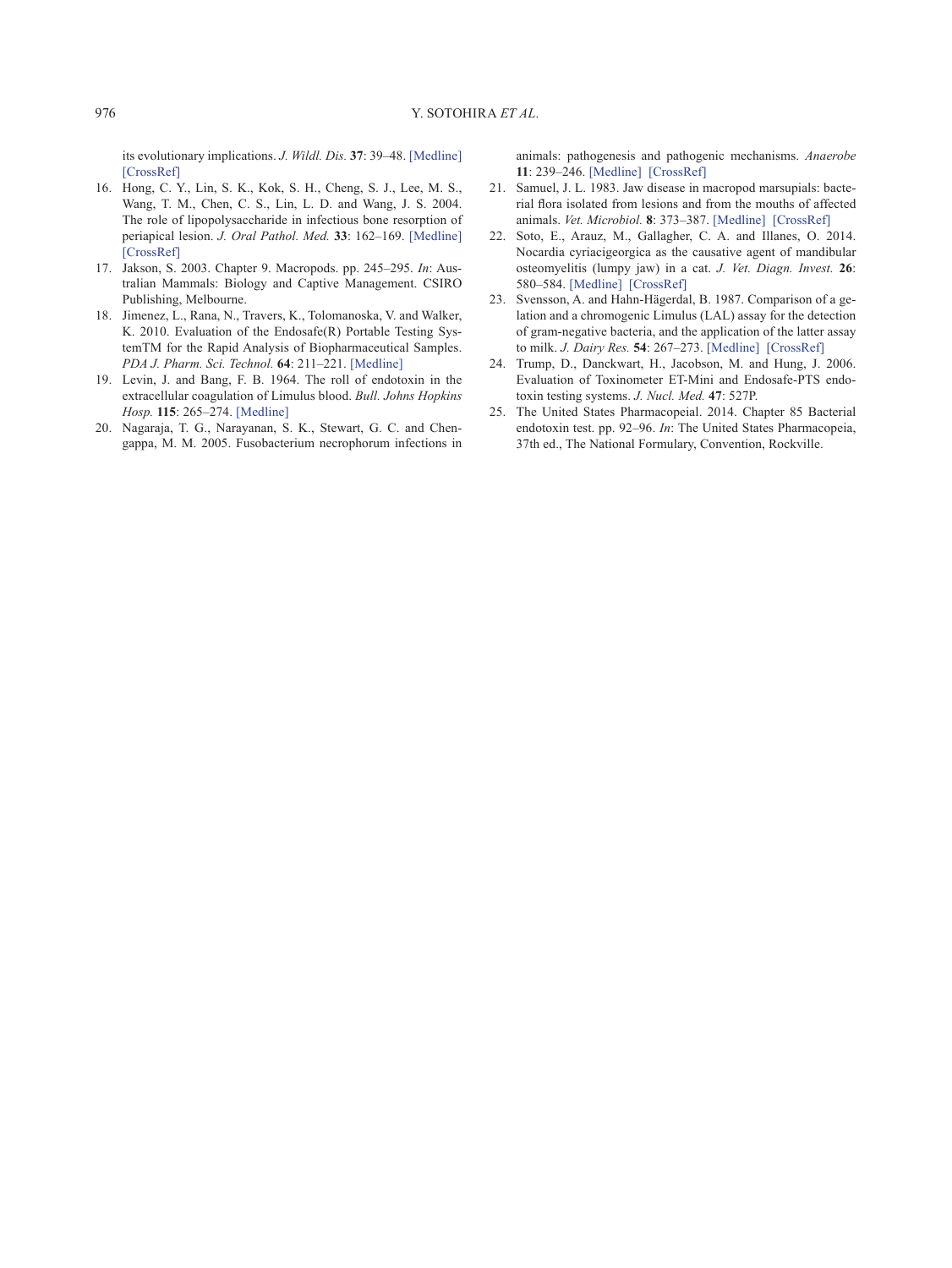its evolutionary implications. *J. Wildl. Dis.* **37**: 39–48. [Medline] [CrossRef]

16. Hong, C. Y., Lin, S. K., Kok, S. H., Cheng, S. J., Lee, M. S., Wang, T. M., Chen, C. S., Lin, L. D. and Wang, J. S. 2004. The role of lipopolysaccharide in infectious bone resorption of periapical lesion. *J. Oral Pathol. Med.* **33**: 162–169. [Medline] [CrossRef]
17. Jakson, S. 2003. Chapter 9. Macropods. pp. 245–295. *In*: Australian Mammals: Biology and Captive Management. CSIRO Publishing, Melbourne.
18. Jimenez, L., Rana, N., Travers, K., Tolomanoska, V. and Walker, K. 2010. Evaluation of the Endosafe(R) Portable Testing SystemTM for the Rapid Analysis of Biopharmaceutical Samples. *PDA J. Pharm. Sci. Technol.* **64**: 211–221. [Medline]
19. Levin, J. and Bang, F. B. 1964. The roll of endotoxin in the extracellular coagulation of Limulus blood. *Bull. Johns Hopkins Hosp.* **115**: 265–274. [Medline]
20. Nagaraja, T. G., Narayanan, S. K., Stewart, G. C. and Chengappa, M. M. 2005. Fusobacterium necrophorum infections in animals: pathogenesis and pathogenic mechanisms. *Anaerobe* **11**: 239–246. [Medline] [CrossRef]
21. Samuel, J. L. 1983. Jaw disease in macropod marsupials: bacterial flora isolated from lesions and from the mouths of affected animals. *Vet. Microbiol.* **8**: 373–387. [Medline] [CrossRef]
22. Soto, E., Arauz, M., Gallagher, C. A. and Illanes, O. 2014. Nocardia cyriacigeorgica as the causative agent of mandibular osteomyelitis (lumpy jaw) in a cat. *J. Vet. Diagn. Invest.* **26**: 580–584. [Medline] [CrossRef]
23. Svensson, A. and Hahn-Hägerdal, B. 1987. Comparison of a gelation and a chromogenic Limulus (LAL) assay for the detection of gram-negative bacteria, and the application of the latter assay to milk. *J. Dairy Res.* **54**: 267–273. [Medline] [CrossRef]
24. Trump, D., Danckwart, H., Jacobson, M. and Hung, J. 2006. Evaluation of Toxinometer ET-Mini and Endosafe-PTS endotoxin testing systems. *J. Nucl. Med.* **47**: 527P.
25. The United States Pharmacopeial. 2014. Chapter 85 Bacterial endotoxin test. pp. 92–96. *In*: The United States Pharmacopeia, 37th ed., The National Formulary, Convention, Rockville.